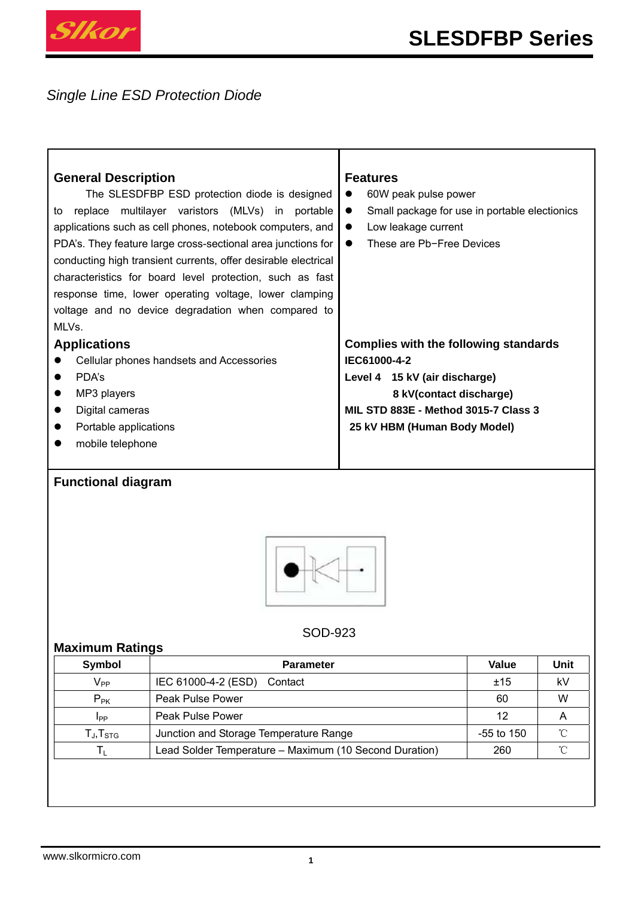# SLESDFBP Series

*Single Line ESD Protection Diode*

## General Description

The SLESDFBP ESD protection diode is designed to replace multilayer varistors (MLVs) in portable applications such as cell phones, notebook computers, and PDA's. They feature large cross-sectional area junctions for conducting high transient currents, offer desirable electrical characteristics for board level protection, such as fast response time, lower operating voltage, lower clamping voltage and no device degradation when compared to MLVs.

## Applications

- Cellular phones handsets and Accessories
- PDA's
- MP3 players
- Digital cameras
- Portable applications
- mobile telephone

## Features

- 60W peak pulse power
- Small package for use in portable electionics
- Low leakage current
- These are Pb−Free Devices

## Complies with the following standards

**IEC61000-4-2**

**Level 4 15 kV (air discharge)**

**8 kV(contact discharge)**

**MIL STD 883E - Method 3015-7 Class 3**

**25 kV HBM (Human Body Model)**

## Functional diagram

SOD-923

## Maximum Ratings

| Symbol | Parameter | Value | Unit |
|---|---|---|---|
| $V_{PP}$ | IEC 61000-4-2 (ESD) Contact | ±15 | kV |
| $P_{PK}$ | Peak Pulse Power | 60 | W |
| $I_{PP}$ | Peak Pulse Power | 12 | A |
| $T_J$,$T_{STG}$ | Junction and Storage Temperature Range | -55 to 150 | ℃ |
| $T_L$ | Lead Solder Temperature – Maximum (10 Second Duration) | 260 | ℃ |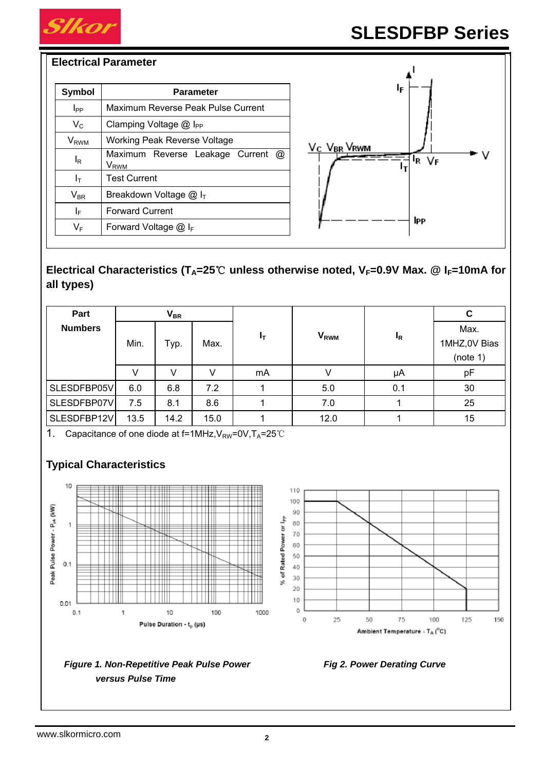## Electrical Parameter

| Symbol | Parameter |
| --- | --- |
| $I_{PP}$ | Maximum Reverse Peak Pulse Current |
| $V_C$ | Clamping Voltage @ $I_{PP}$ |
| $V_{RWM}$ | Working Peak Reverse Voltage |
| $I_R$ | Maximum Reverse Leakage Current @ $V_{RWM}$ |
| $I_T$ | Test Current |
| $V_{BR}$ | Breakdown Voltage @ $I_T$ |
| $I_F$ | Forward Current |
| $V_F$ | Forward Voltage @ $I_F$ |

## Electrical Characteristics ($T_A$=25℃ unless otherwise noted, $V_F$=0.9V Max. @ $I_F$=10mA for all types)

| Part Numbers | $V_{BR}$ | | | $I_T$ | $V_{RWM}$ | $I_R$ | C |
| --- | --- | --- | --- | --- | --- | --- | --- |
| | Min. | Typ. | Max. | | | | Max. 1MHZ,0V Bias (note 1) |
| | V | V | V | mA | V | μA | pF |
| SLESDFBP05V | 6.0 | 6.8 | 7.2 | 1 | 5.0 | 0.1 | 30 |
| SLESDFBP07V | 7.5 | 8.1 | 8.6 | 1 | 7.0 | 1 | 25 |
| SLESDFBP12V | 13.5 | 14.2 | 15.0 | 1 | 12.0 | 1 | 15 |

1. Capacitance of one diode at f=1MHz,$V_{RW}$=0V,$T_A$=25℃

## Typical Characteristics

*Figure 1. Non-Repetitive Peak Pulse Power versus Pulse Time*

*Fig 2. Power Derating Curve*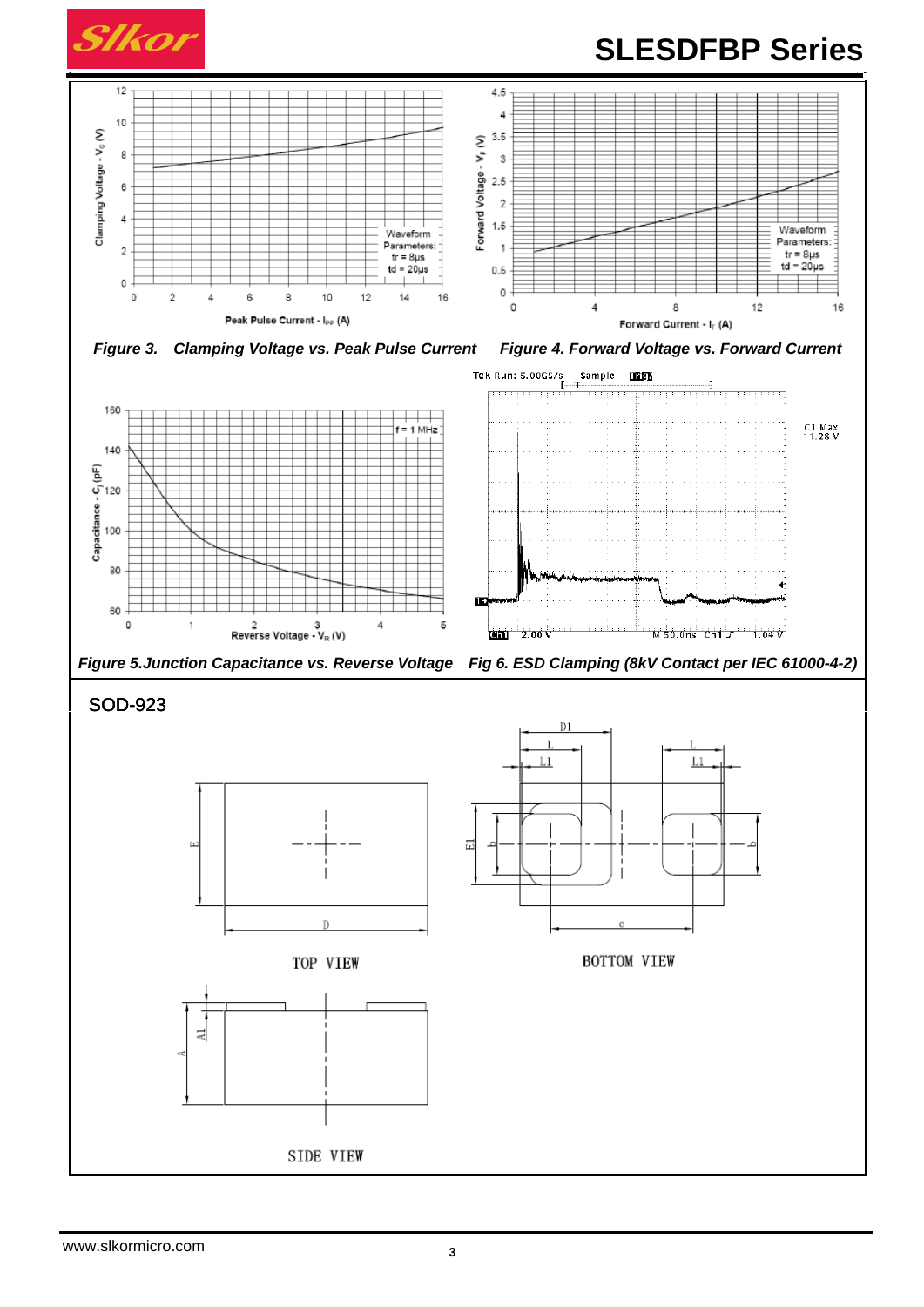*Figure 3. Clamping Voltage vs. Peak Pulse Current*

*Figure 4. Forward Voltage vs. Forward Current*

*Figure 5. Junction Capacitance vs. Reverse Voltage*

*Fig 6. ESD Clamping (8kV Contact per IEC 61000-4-2)*

## SOD-923

TOP VIEW

BOTTOM VIEW

SIDE VIEW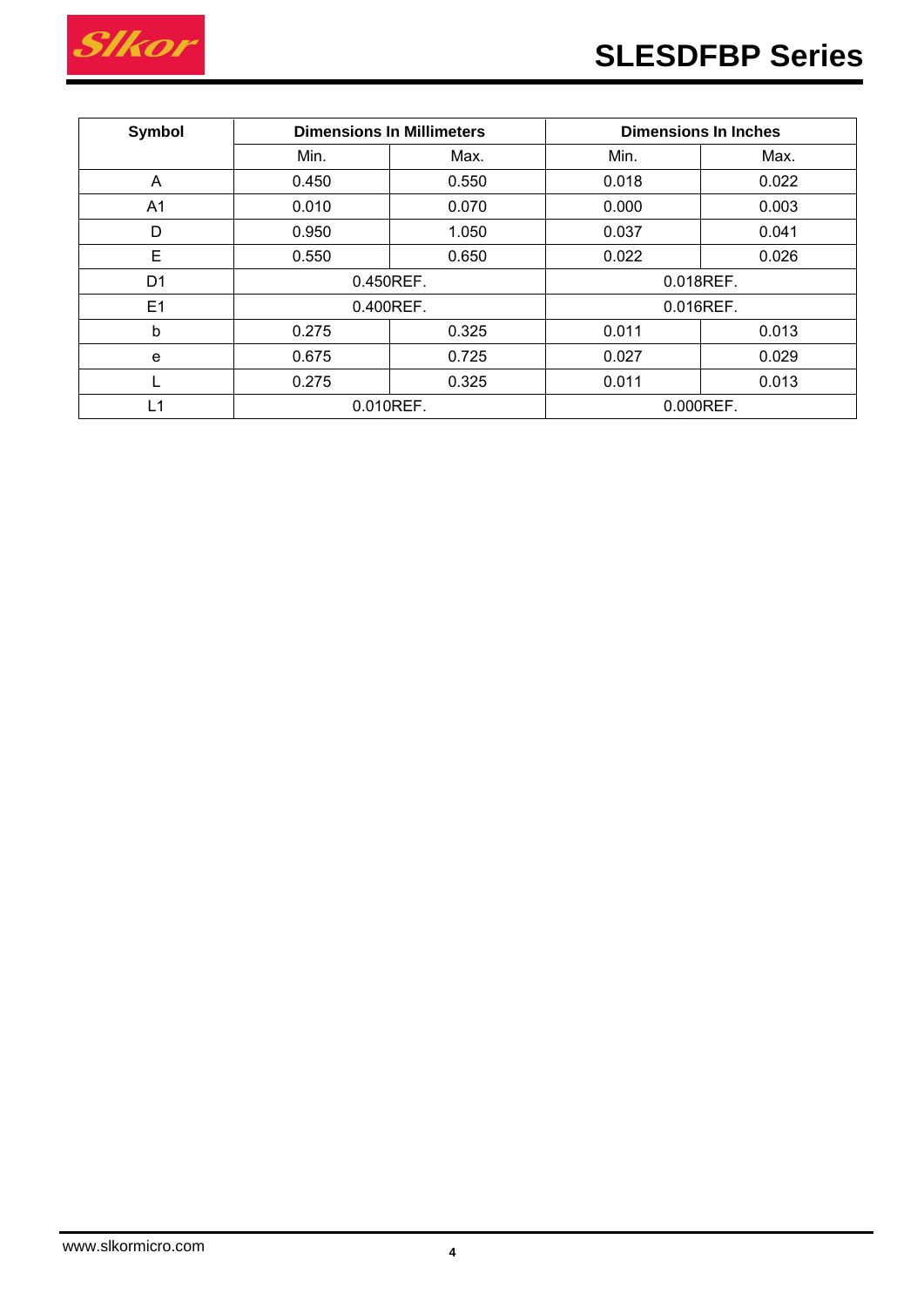| Symbol | Dimensions In Millimeters | | Dimensions In Inches | |
|---|---|---|---|---|
| | Min. | Max. | Min. | Max. |
| A | 0.450 | 0.550 | 0.018 | 0.022 |
| A1 | 0.010 | 0.070 | 0.000 | 0.003 |
| D | 0.950 | 1.050 | 0.037 | 0.041 |
| E | 0.550 | 0.650 | 0.022 | 0.026 |
| D1 | 0.450REF. | | 0.018REF. | |
| E1 | 0.400REF. | | 0.016REF. | |
| b | 0.275 | 0.325 | 0.011 | 0.013 |
| e | 0.675 | 0.725 | 0.027 | 0.029 |
| L | 0.275 | 0.325 | 0.011 | 0.013 |
| L1 | 0.010REF. | | 0.000REF. | |